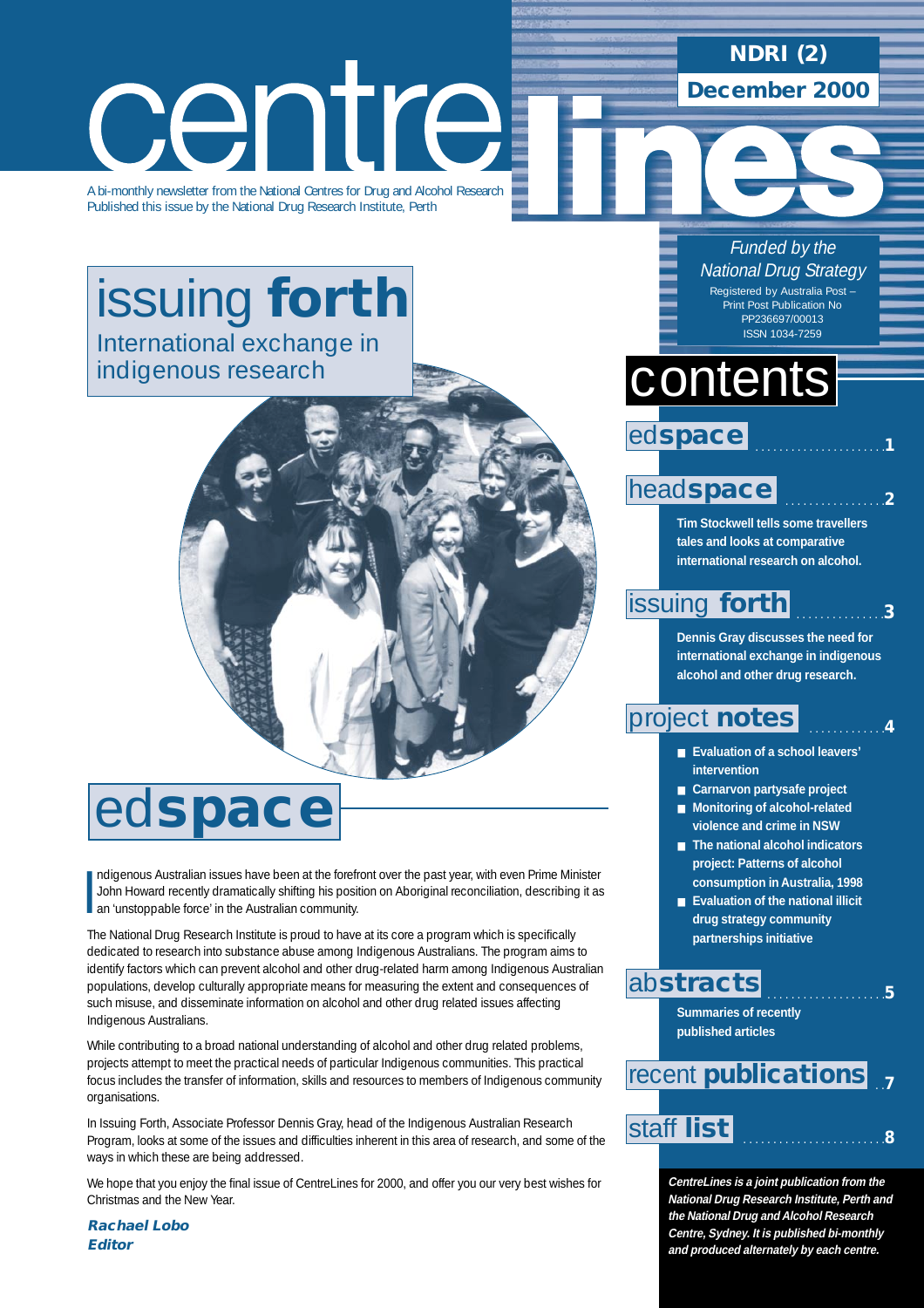# centrelines

**NDRI (2)**
**December 2000**

A bi-monthly newsletter from the National Centres for Drug and Alcohol Research
Published this issue by the National Drug Research Institute, Perth

*Funded by the National Drug Strategy*

Registered by Australia Post – Print Post Publication No PP236697/00013
ISSN 1034-7259

## issuing **forth**

International exchange in indigenous research

## contents

**ed space** ..... 1

**head space** ..... 2

Tim Stockwell tells some travellers tales and looks at comparative international research on alcohol.

**issuing forth** ..... 3

Dennis Gray discusses the need for international exchange in indigenous alcohol and other drug research.

**project notes** ..... 4

- Evaluation of a school leavers' intervention
- Carnarvon partysafe project
- Monitoring of alcohol-related violence and crime in NSW
- The national alcohol indicators project: Patterns of alcohol consumption in Australia, 1998
- Evaluation of the national illicit drug strategy community partnerships initiative

**abstracts** ..... 5

Summaries of recently published articles

**recent publications** ..... 7

**staff list** ..... 8

*CentreLines is a joint publication from the National Drug Research Institute, Perth and the National Drug and Alcohol Research Centre, Sydney. It is published bi-monthly and produced alternately by each centre.*

## ed**space**

Indigenous Australian issues have been at the forefront over the past year, with even Prime Minister John Howard recently dramatically shifting his position on Aboriginal reconciliation, describing it as an 'unstoppable force' in the Australian community.

The National Drug Research Institute is proud to have at its core a program which is specifically dedicated to research into substance abuse among Indigenous Australians. The program aims to identify factors which can prevent alcohol and other drug-related harm among Indigenous Australian populations, develop culturally appropriate means for measuring the extent and consequences of such misuse, and disseminate information on alcohol and other drug related issues affecting Indigenous Australians.

While contributing to a broad national understanding of alcohol and other drug related problems, projects attempt to meet the practical needs of particular Indigenous communities. This practical focus includes the transfer of information, skills and resources to members of Indigenous community organisations.

In Issuing Forth, Associate Professor Dennis Gray, head of the Indigenous Australian Research Program, looks at some of the issues and difficulties inherent in this area of research, and some of the ways in which these are being addressed.

We hope that you enjoy the final issue of CentreLines for 2000, and offer you our very best wishes for Christmas and the New Year.

***Rachael Lobo***
***Editor***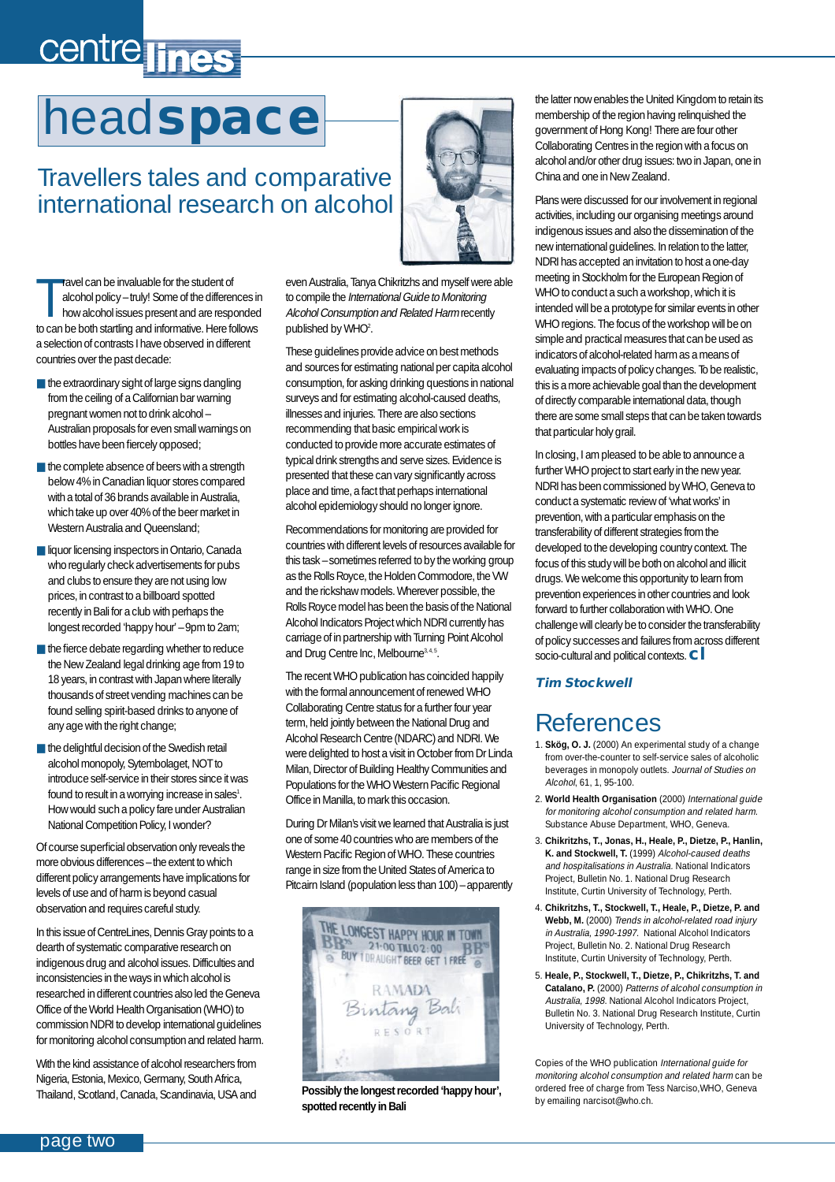# headspace

## Travellers tales and comparative international research on alcohol

Travel can be invaluable for the student of alcohol policy – truly! Some of the differences in how alcohol issues present and are responded to can be both startling and informative. Here follows a selection of contrasts I have observed in different countries over the past decade:

- the extraordinary sight of large signs dangling from the ceiling of a Californian bar warning pregnant women not to drink alcohol – Australian proposals for even small warnings on bottles have been fiercely opposed;
- the complete absence of beers with a strength below 4% in Canadian liquor stores compared with a total of 36 brands available in Australia, which take up over 40% of the beer market in Western Australia and Queensland;
- liquor licensing inspectors in Ontario, Canada who regularly check advertisements for pubs and clubs to ensure they are not using low prices, in contrast to a billboard spotted recently in Bali for a club with perhaps the longest recorded 'happy hour' – 9pm to 2am;
- the fierce debate regarding whether to reduce the New Zealand legal drinking age from 19 to 18 years, in contrast with Japan where literally thousands of street vending machines can be found selling spirit-based drinks to anyone of any age with the right change;
- the delightful decision of the Swedish retail alcohol monopoly, Sytembolaget, NOT to introduce self-service in their stores since it was found to result in a worrying increase in sales[1]. How would such a policy fare under Australian National Competition Policy, I wonder?

Of course superficial observation only reveals the more obvious differences – the extent to which different policy arrangements have implications for levels of use and of harm is beyond casual observation and requires careful study.

In this issue of CentreLines, Dennis Gray points to a dearth of systematic comparative research on indigenous drug and alcohol issues. Difficulties and inconsistencies in the ways in which alcohol is researched in different countries also led the Geneva Office of the World Health Organisation (WHO) to commission NDRI to develop international guidelines for monitoring alcohol consumption and related harm.

With the kind assistance of alcohol researchers from Nigeria, Estonia, Mexico, Germany, South Africa, Thailand, Scotland, Canada, Scandinavia, USA and even Australia, Tanya Chikritzhs and myself were able to compile the *International Guide to Monitoring Alcohol Consumption and Related Harm* recently published by WHO[2].

These guidelines provide advice on best methods and sources for estimating national per capita alcohol consumption, for asking drinking questions in national surveys and for estimating alcohol-caused deaths, illnesses and injuries. There are also sections recommending that basic empirical work is conducted to provide more accurate estimates of typical drink strengths and serve sizes. Evidence is presented that these can vary significantly across place and time, a fact that perhaps international alcohol epidemiology should no longer ignore.

Recommendations for monitoring are provided for countries with different levels of resources available for this task – sometimes referred to by the working group as the Rolls Royce, the Holden Commodore, the VW and the rickshaw models. Wherever possible, the Rolls Royce model has been the basis of the National Alcohol Indicators Project which NDRI currently has carriage of in partnership with Turning Point Alcohol and Drug Centre Inc, Melbourne[3,4,5].

The recent WHO publication has coincided happily with the formal announcement of renewed WHO Collaborating Centre status for a further four year term, held jointly between the National Drug and Alcohol Research Centre (NDARC) and NDRI. We were delighted to host a visit in October from Dr Linda Milan, Director of Building Healthy Communities and Populations for the WHO Western Pacific Regional Office in Manilla, to mark this occasion.

During Dr Milan's visit we learned that Australia is just one of some 40 countries who are members of the Western Pacific Region of WHO. These countries range in size from the United States of America to Pitcairn Island (population less than 100) – apparently the latter now enables the United Kingdom to retain its membership of the region having relinquished the government of Hong Kong! There are four other Collaborating Centres in the region with a focus on alcohol and/or other drug issues: two in Japan, one in China and one in New Zealand.

**Possibly the longest recorded 'happy hour', spotted recently in Bali**

Plans were discussed for our involvement in regional activities, including our organising meetings around indigenous issues and also the dissemination of the new international guidelines. In relation to the latter, NDRI has accepted an invitation to host a one-day meeting in Stockholm for the European Region of WHO to conduct a such a workshop, which it is intended will be a prototype for similar events in other WHO regions. The focus of the workshop will be on simple and practical measures that can be used as indicators of alcohol-related harm as a means of evaluating impacts of policy changes. To be realistic, this is a more achievable goal than the development of directly comparable international data, though there are some small steps that can be taken towards that particular holy grail.

In closing, I am pleased to be able to announce a further WHO project to start early in the new year. NDRI has been commissioned by WHO, Geneva to conduct a systematic review of 'what works' in prevention, with a particular emphasis on the transferability of different strategies from the developed to the developing country context. The focus of this study will be both on alcohol and illicit drugs. We welcome this opportunity to learn from prevention experiences in other countries and look forward to further collaboration with WHO. One challenge will clearly be to consider the transferability of policy successes and failures from across different socio-cultural and political contexts.

***Tim Stockwell***

## References

1. **Skög, O. J.** (2000) An experimental study of a change from over-the-counter to self-service sales of alcoholic beverages in monopoly outlets. *Journal of Studies on Alcohol*, 61, 1, 95-100.
2. **World Health Organisation** (2000) *International guide for monitoring alcohol consumption and related harm.* Substance Abuse Department, WHO, Geneva.
3. **Chikritzhs, T., Jonas, H., Heale, P., Dietze, P., Hanlin, K. and Stockwell, T.** (1999) *Alcohol-caused deaths and hospitalisations in Australia.* National Indicators Project, Bulletin No. 1. National Drug Research Institute, Curtin University of Technology, Perth.
4. **Chikritzhs, T., Stockwell, T., Heale, P., Dietze, P. and Webb, M.** (2000) *Trends in alcohol-related road injury in Australia, 1990-1997.* National Alcohol Indicators Project, Bulletin No. 2. National Drug Research Institute, Curtin University of Technology, Perth.
5. **Heale, P., Stockwell, T., Dietze, P., Chikritzhs, T. and Catalano, P.** (2000) *Patterns of alcohol consumption in Australia, 1998.* National Alcohol Indicators Project, Bulletin No. 3. National Drug Research Institute, Curtin University of Technology, Perth.

Copies of the WHO publication *International guide for monitoring alcohol consumption and related harm* can be ordered free of charge from Tess Narciso,WHO, Geneva by emailing narcisot@who.ch.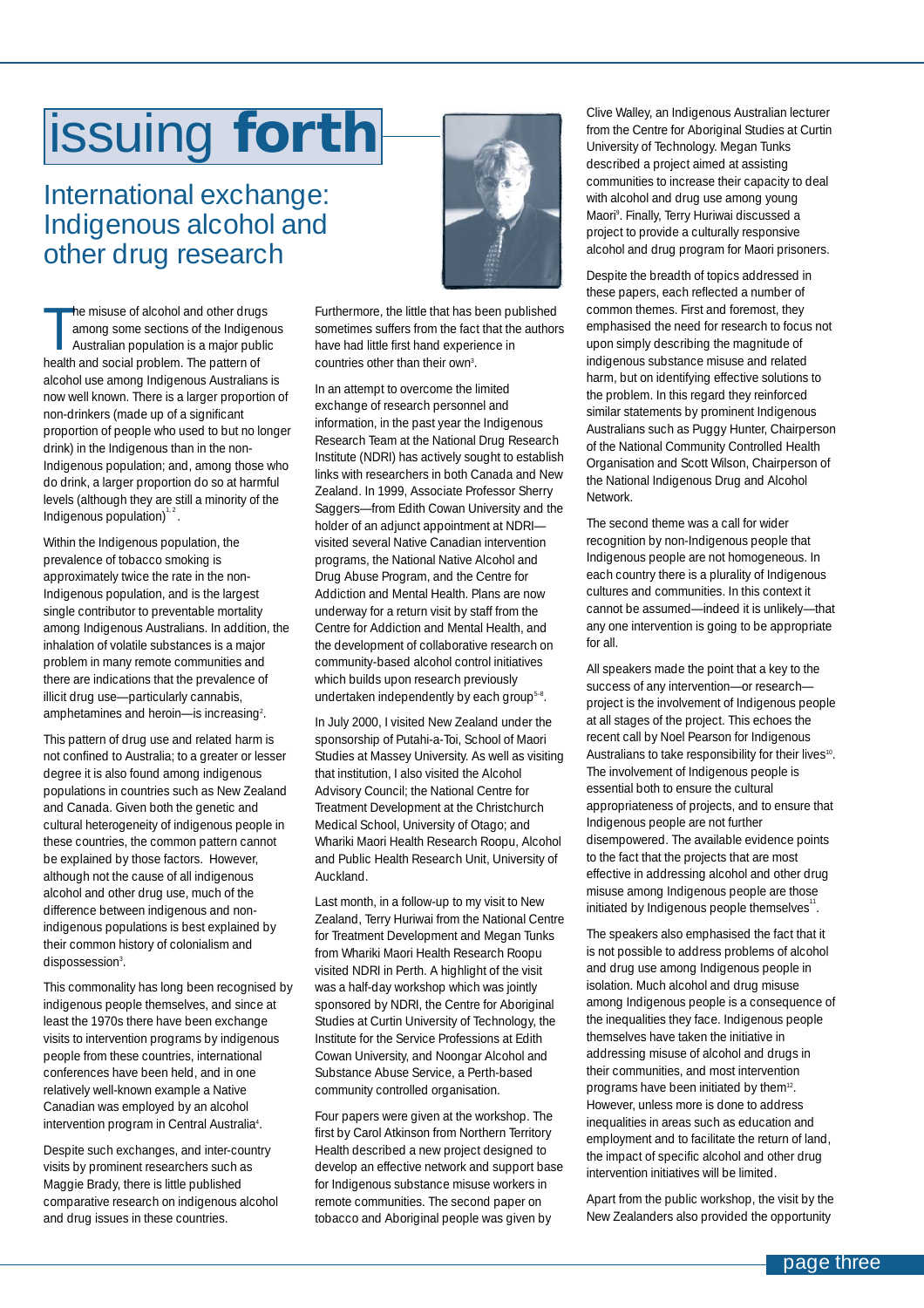# issuing forth

## International exchange: Indigenous alcohol and other drug research

The misuse of alcohol and other drugs among some sections of the Indigenous Australian population is a major public health and social problem. The pattern of alcohol use among Indigenous Australians is now well known. There is a larger proportion of non-drinkers (made up of a significant proportion of people who used to but no longer drink) in the Indigenous than in the non-Indigenous population; and, among those who do drink, a larger proportion do so at harmful levels (although they are still a minority of the Indigenous population)[1,2].

Within the Indigenous population, the prevalence of tobacco smoking is approximately twice the rate in the non-Indigenous population, and is the largest single contributor to preventable mortality among Indigenous Australians. In addition, the inhalation of volatile substances is a major problem in many remote communities and there are indications that the prevalence of illicit drug use—particularly cannabis, amphetamines and heroin—is increasing[2].

This pattern of drug use and related harm is not confined to Australia; to a greater or lesser degree it is also found among indigenous populations in countries such as New Zealand and Canada. Given both the genetic and cultural heterogeneity of indigenous people in these countries, the common pattern cannot be explained by those factors. However, although not the cause of all indigenous alcohol and other drug use, much of the difference between indigenous and non-indigenous populations is best explained by their common history of colonialism and dispossession[3].

This commonality has long been recognised by indigenous people themselves, and since at least the 1970s there have been exchange visits to intervention programs by indigenous people from these countries, international conferences have been held, and in one relatively well-known example a Native Canadian was employed by an alcohol intervention program in Central Australia[4].

Despite such exchanges, and inter-country visits by prominent researchers such as Maggie Brady, there is little published comparative research on indigenous alcohol and drug issues in these countries.

Furthermore, the little that has been published sometimes suffers from the fact that the authors have had little first hand experience in countries other than their own[3].

In an attempt to overcome the limited exchange of research personnel and information, in the past year the Indigenous Research Team at the National Drug Research Institute (NDRI) has actively sought to establish links with researchers in both Canada and New Zealand. In 1999, Associate Professor Sherry Saggers—from Edith Cowan University and the holder of an adjunct appointment at NDRI—visited several Native Canadian intervention programs, the National Native Alcohol and Drug Abuse Program, and the Centre for Addiction and Mental Health. Plans are now underway for a return visit by staff from the Centre for Addiction and Mental Health, and the development of collaborative research on community-based alcohol control initiatives which builds upon research previously undertaken independently by each group[5-8].

In July 2000, I visited New Zealand under the sponsorship of Putahi-a-Toi, School of Maori Studies at Massey University. As well as visiting that institution, I also visited the Alcohol Advisory Council; the National Centre for Treatment Development at the Christchurch Medical School, University of Otago; and Whariki Maori Health Research Roopu, Alcohol and Public Health Research Unit, University of Auckland.

Last month, in a follow-up to my visit to New Zealand, Terry Huriwai from the National Centre for Treatment Development and Megan Tunks from Whariki Maori Health Research Roopu visited NDRI in Perth. A highlight of the visit was a half-day workshop which was jointly sponsored by NDRI, the Centre for Aboriginal Studies at Curtin University of Technology, the Institute for the Service Professions at Edith Cowan University, and Noongar Alcohol and Substance Abuse Service, a Perth-based community controlled organisation.

Four papers were given at the workshop. The first by Carol Atkinson from Northern Territory Health described a new project designed to develop an effective network and support base for Indigenous substance misuse workers in remote communities. The second paper on tobacco and Aboriginal people was given by Clive Walley, an Indigenous Australian lecturer from the Centre for Aboriginal Studies at Curtin University of Technology. Megan Tunks described a project aimed at assisting communities to increase their capacity to deal with alcohol and drug use among young Maori[9]. Finally, Terry Huriwai discussed a project to provide a culturally responsive alcohol and drug program for Maori prisoners.

Despite the breadth of topics addressed in these papers, each reflected a number of common themes. First and foremost, they emphasised the need for research to focus not upon simply describing the magnitude of indigenous substance misuse and related harm, but on identifying effective solutions to the problem. In this regard they reinforced similar statements by prominent Indigenous Australians such as Puggy Hunter, Chairperson of the National Community Controlled Health Organisation and Scott Wilson, Chairperson of the National Indigenous Drug and Alcohol Network.

The second theme was a call for wider recognition by non-Indigenous people that Indigenous people are not homogeneous. In each country there is a plurality of Indigenous cultures and communities. In this context it cannot be assumed—indeed it is unlikely—that any one intervention is going to be appropriate for all.

All speakers made the point that a key to the success of any intervention—or research—project is the involvement of Indigenous people at all stages of the project. This echoes the recent call by Noel Pearson for Indigenous Australians to take responsibility for their lives[10]. The involvement of Indigenous people is essential both to ensure the cultural appropriateness of projects, and to ensure that Indigenous people are not further disempowered. The available evidence points to the fact that the projects that are most effective in addressing alcohol and other drug misuse among Indigenous people are those initiated by Indigenous people themselves[11].

The speakers also emphasised the fact that it is not possible to address problems of alcohol and drug use among Indigenous people in isolation. Much alcohol and drug misuse among Indigenous people is a consequence of the inequalities they face. Indigenous people themselves have taken the initiative in addressing misuse of alcohol and drugs in their communities, and most intervention programs have been initiated by them[12]. However, unless more is done to address inequalities in areas such as education and employment and to facilitate the return of land, the impact of specific alcohol and other drug intervention initiatives will be limited.

Apart from the public workshop, the visit by the New Zealanders also provided the opportunity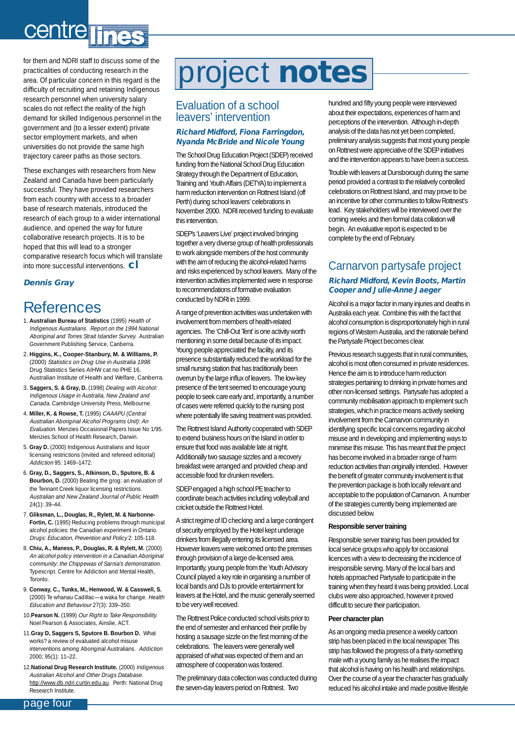for them and NDRI staff to discuss some of the practicalities of conducting research in the area. Of particular concern in this regard is the difficulty of recruiting and retaining Indigenous research personnel when university salary scales do not reflect the reality of the high demand for skilled Indigenous personnel in the government and (to a lesser extent) private sector employment markets, and when universities do not provide the same high trajectory career paths as those sectors.

These exchanges with researchers from New Zealand and Canada have been particularly successful. They have provided researchers from each country with access to a broader base of research materials, introduced the research of each group to a wider international audience, and opened the way for future collaborative research projects. It is to be hoped that this will lead to a stronger comparative research focus which will translate into more successful interventions. **cl**

***Dennis Gray***

## References

1. **Australian Bureau of Statistics** (1995) *Health of Indigenous Australians. Report on the 1994 National Aboriginal and Torres Strait Islander Survey.* Australian Government Publishing Service, Canberra.
2. **Higgins, K., Cooper-Stanbury, M. & Williams, P.** (2000) *Statistics on Drug Use in Australia 1998.* Drug Statistics Series AIHW cat no PHE 16. Australian Institute of Health and Welfare, Canberra.
3. **Saggers, S. & Gray, D.** (1998) *Dealing with Alcohol: Indigenous Usage in Australia, New Zealand and Canada.* Cambridge University Press, Melbourne.
4. **Miller, K. & Rowse, T.** (1995) *CAAAPU (Central Australian Aboriginal Alcohol Programs Unit): An Evaluation.* Menzies Occasional Papers Issue No 1/95. Menzies School of Health Research, Darwin.
5. **Gray D.** (2000) Indigenous Australians and liquor licensing restrictions (invited and refereed editorial) *Addiction* 95: 1469–1472.
6. **Gray, D., Saggers, S., Atkinson, D., Sputore, B. & Bourbon, D.** (2000) Beating the grog: an evaluation of the Tennant Creek liquor licensing restrictions. *Australian and New Zealand Journal of Public Health* 24(1): 39–44.
7. **Gliksman, L., Douglas, R., Rylett, M. & Narbonne-Fortin, C.** (1995) Reducing problems through municipal alcohol policies: the Canadian experiment in Ontario. *Drugs: Education, Prevention and Policy* 2: 105-118.
8. **Chiu, A., Maness, P., Douglas, R. & Rylett, M.** (2000) *An alcohol policy intervention in a Canadian Aboriginal community: the Chippewas of Sarnia's demonstration.* Typescript. Centre for Addiction and Mental Health, Toronto.
9. **Conway, C., Tunks, M., Henwood, W. & Casswell, S.** (2000) Te whanau Cadillac—a waka for change. *Health Education and Behaviour* 27(3): 339–350.
10. **Pearson N.** (1999) *Our Right to Take Responsibility.* Noel Pearson & Associates, Ainslie, ACT.
11. **Gray D, Saggers S, Sputore B. Bourbon D.** What works? a review of evaluated alcohol misuse interventions among Aboriginal Australians. *Addiction* 2000; 95(1): 11–22.
12. **National Drug Research Institute.** (2000) *Indigenous Australian Alcohol and Other Drugs Database.* http://www.db.ndri.curtin.edu.au. Perth: National Drug Research Institute.

# project notes

## Evaluation of a school leavers' intervention

***Richard Midford, Fiona Farringdon, Nyanda McBride and Nicole Young***

The School Drug Education Project (SDEP) received funding from the National School Drug Education Strategy through the Department of Education, Training and Youth Affairs (DETYA) to implement a harm reduction intervention on Rottnest Island (off Perth) during school leavers' celebrations in November 2000. NDRI received funding to evaluate this intervention.

SDEP's 'Leavers Live' project involved bringing together a very diverse group of health professionals to work alongside members of the host community with the aim of reducing the alcohol-related harms and risks experienced by school leavers. Many of the intervention activities implemented were in response to recommendations of formative evaluation conducted by NDRI in 1999.

A range of prevention activities was undertaken with involvement from members of health-related agencies. The 'Chill-Out Tent' is one activity worth mentioning in some detail because of its impact. Young people appreciated the facility, and its presence substantially reduced the workload for the small nursing station that has traditionally been overrun by the large influx of leavers. The low-key presence of the tent seemed to encourage young people to seek care early and, importantly, a number of cases were referred quickly to the nursing post where potentially life saving treatment was provided.

The Rottnest Island Authority cooperated with SDEP to extend business hours on the Island in order to ensure that food was available late at night. Additionally two sausage sizzles and a recovery breakfast were arranged and provided cheap and accessible food for drunken revellers.

SDEP engaged a high school PE teacher to coordinate beach activities including volleyball and cricket outside the Rottnest Hotel.

A strict regime of ID checking and a large contingent of security employed by the Hotel kept underage drinkers from illegally entering its licensed area. However leavers were welcomed onto the premises through provision of a large de-licensed area. Importantly, young people from the Youth Advisory Council played a key role in organising a number of local bands and DJs to provide entertainment for leavers at the Hotel, and the music generally seemed to be very well received.

The Rottnest Police conducted school visits prior to the end of semester and enhanced their profile by hosting a sausage sizzle on the first morning of the celebrations. The leavers were generally well appraised of what was expected of them and an atmosphere of cooperation was fostered.

The preliminary data collection was conducted during the seven-day leavers period on Rottnest. Two hundred and fifty young people were interviewed about their expectations, experiences of harm and perceptions of the intervention. Although in-depth analysis of the data has not yet been completed, preliminary analysis suggests that most young people on Rottnest were appreciative of the SDEP initiatives and the intervention appears to have been a success.

Trouble with leavers at Dunsborough during the same period provided a contrast to the relatively controlled celebrations on Rottnest Island, and may prove to be an incentive for other communities to follow Rottnest's lead. Key stakeholders will be interviewed over the coming weeks and then formal data collation will begin. An evaluative report is expected to be complete by the end of February.

## Carnarvon partysafe project

***Richard Midford, Kevin Boots, Martin Cooper and Julie-Anne Jaeger***

Alcohol is a major factor in many injuries and deaths in Australia each year. Combine this with the fact that alcohol consumption is disproportionately high in rural regions of Western Australia, and the rationale behind the Partysafe Project becomes clear.

Previous research suggests that in rural communities, alcohol is most often consumed in private residences. Hence the aim is to introduce harm reduction strategies pertaining to drinking in private homes and other non-licensed settings. Partysafe has adopted a community mobilisation approach to implement such strategies, which in practice means actively seeking involvement from the Carnarvon community in identifying specific local concerns regarding alcohol misuse and in developing and implementing ways to minimise this misuse. This has meant that the project has become involved in a broader range of harm reduction activities than originally intended. However the benefit of greater community involvement is that the prevention package is both locally relevant and acceptable to the population of Carnarvon. A number of the strategies currently being implemented are discussed below.

### Responsible server training

Responsible server training has been provided for local service groups who apply for occasional licences with a view to decreasing the incidence of irresponsible serving. Many of the local bars and hotels approached Partysafe to participate in the training when they heard it was being provided. Local clubs were also approached, however it proved difficult to secure their participation.

### Peer character plan

As an ongoing media presence a weekly cartoon strip has been placed in the local newspaper. This strip has followed the progress of a thirty-something male with a young family as he realises the impact that alcohol is having on his health and relationships. Over the course of a year the character has gradually reduced his alcohol intake and made positive lifestyle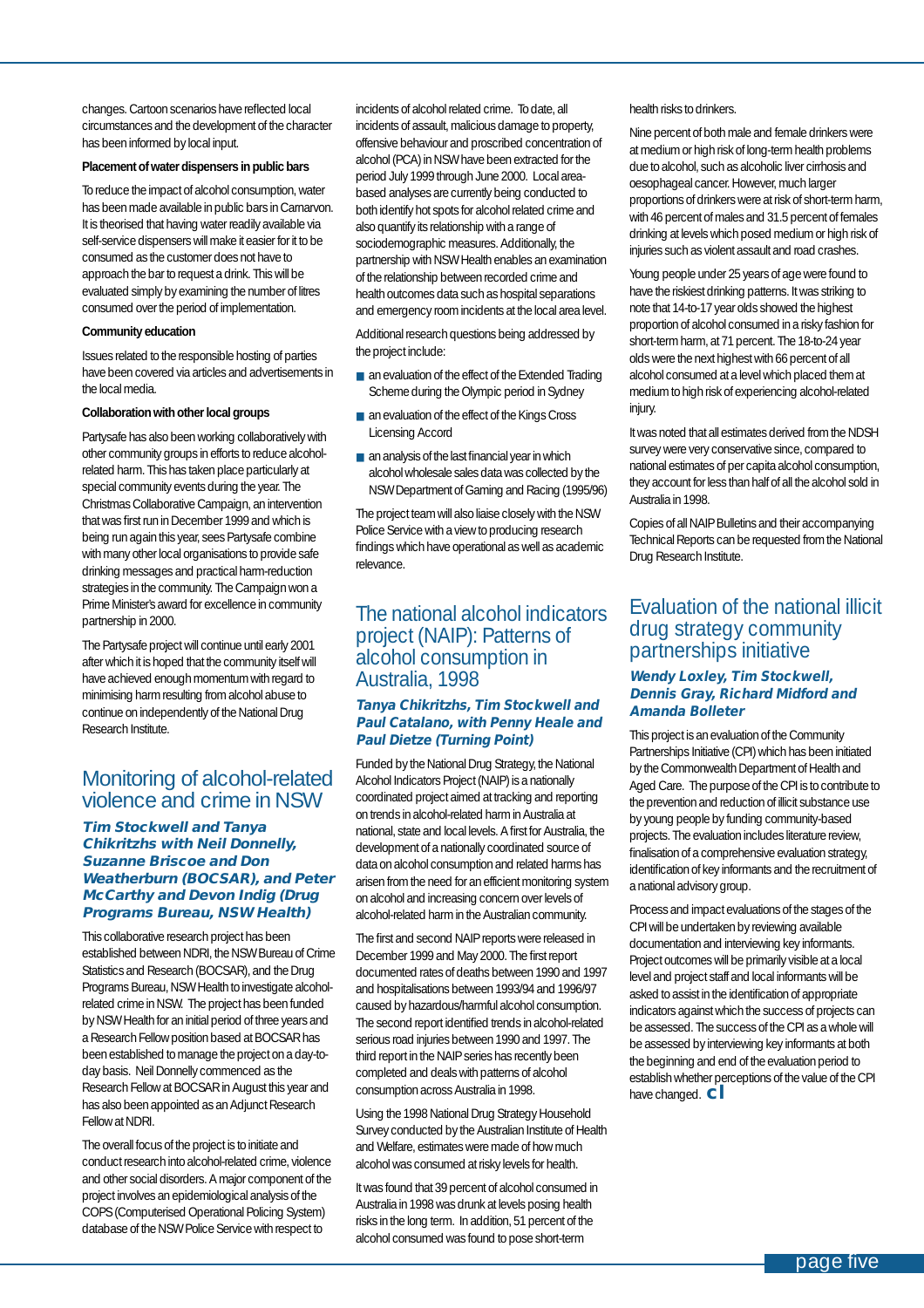changes. Cartoon scenarios have reflected local circumstances and the development of the character has been informed by local input.

**Placement of water dispensers in public bars**

To reduce the impact of alcohol consumption, water has been made available in public bars in Carnarvon. It is theorised that having water readily available via self-service dispensers will make it easier for it to be consumed as the customer does not have to approach the bar to request a drink. This will be evaluated simply by examining the number of litres consumed over the period of implementation.

**Community education**

Issues related to the responsible hosting of parties have been covered via articles and advertisements in the local media.

**Collaboration with other local groups**

Partysafe has also been working collaboratively with other community groups in efforts to reduce alcohol-related harm. This has taken place particularly at special community events during the year. The Christmas Collaborative Campaign, an intervention that was first run in December 1999 and which is being run again this year, sees Partysafe combine with many other local organisations to provide safe drinking messages and practical harm-reduction strategies in the community. The Campaign won a Prime Minister's award for excellence in community partnership in 2000.

The Partysafe project will continue until early 2001 after which it is hoped that the community itself will have achieved enough momentum with regard to minimising harm resulting from alcohol abuse to continue on independently of the National Drug Research Institute.

## Monitoring of alcohol-related violence and crime in NSW

***Tim Stockwell and Tanya Chikritzhs with Neil Donnelly, Suzanne Briscoe and Don Weatherburn (BOCSAR), and Peter McCarthy and Devon Indig (Drug Programs Bureau, NSW Health)***

This collaborative research project has been established between NDRI, the NSW Bureau of Crime Statistics and Research (BOCSAR), and the Drug Programs Bureau, NSW Health to investigate alcohol-related crime in NSW. The project has been funded by NSW Health for an initial period of three years and a Research Fellow position based at BOCSAR has been established to manage the project on a day-to-day basis. Neil Donnelly commenced as the Research Fellow at BOCSAR in August this year and has also been appointed as an Adjunct Research Fellow at NDRI.

The overall focus of the project is to initiate and conduct research into alcohol-related crime, violence and other social disorders. A major component of the project involves an epidemiological analysis of the COPS (Computerised Operational Policing System) database of the NSW Police Service with respect to incidents of alcohol related crime. To date, all incidents of assault, malicious damage to property, offensive behaviour and proscribed concentration of alcohol (PCA) in NSW have been extracted for the period July 1999 through June 2000. Local area-based analyses are currently being conducted to both identify hot spots for alcohol related crime and also quantify its relationship with a range of sociodemographic measures. Additionally, the partnership with NSW Health enables an examination of the relationship between recorded crime and health outcomes data such as hospital separations and emergency room incidents at the local area level.

Additional research questions being addressed by the project include:

- an evaluation of the effect of the Extended Trading Scheme during the Olympic period in Sydney
- an evaluation of the effect of the Kings Cross Licensing Accord
- an analysis of the last financial year in which alcohol wholesale sales data was collected by the NSW Department of Gaming and Racing (1995/96)

The project team will also liaise closely with the NSW Police Service with a view to producing research findings which have operational as well as academic relevance.

## The national alcohol indicators project (NAIP): Patterns of alcohol consumption in Australia, 1998

***Tanya Chikritzhs, Tim Stockwell and Paul Catalano, with Penny Heale and Paul Dietze (Turning Point)***

Funded by the National Drug Strategy, the National Alcohol Indicators Project (NAIP) is a nationally coordinated project aimed at tracking and reporting on trends in alcohol-related harm in Australia at national, state and local levels. A first for Australia, the development of a nationally coordinated source of data on alcohol consumption and related harms has arisen from the need for an efficient monitoring system on alcohol and increasing concern over levels of alcohol-related harm in the Australian community.

The first and second NAIP reports were released in December 1999 and May 2000. The first report documented rates of deaths between 1990 and 1997 and hospitalisations between 1993/94 and 1996/97 caused by hazardous/harmful alcohol consumption. The second report identified trends in alcohol-related serious road injuries between 1990 and 1997. The third report in the NAIP series has recently been completed and deals with patterns of alcohol consumption across Australia in 1998.

Using the 1998 National Drug Strategy Household Survey conducted by the Australian Institute of Health and Welfare, estimates were made of how much alcohol was consumed at risky levels for health.

It was found that 39 percent of alcohol consumed in Australia in 1998 was drunk at levels posing health risks in the long term. In addition, 51 percent of the alcohol consumed was found to pose short-term health risks to drinkers.

Nine percent of both male and female drinkers were at medium or high risk of long-term health problems due to alcohol, such as alcoholic liver cirrhosis and oesophageal cancer. However, much larger proportions of drinkers were at risk of short-term harm, with 46 percent of males and 31.5 percent of females drinking at levels which posed medium or high risk of injuries such as violent assault and road crashes.

Young people under 25 years of age were found to have the riskiest drinking patterns. It was striking to note that 14-to-17 year olds showed the highest proportion of alcohol consumed in a risky fashion for short-term harm, at 71 percent. The 18-to-24 year olds were the next highest with 66 percent of all alcohol consumed at a level which placed them at medium to high risk of experiencing alcohol-related injury.

It was noted that all estimates derived from the NDSH survey were very conservative since, compared to national estimates of per capita alcohol consumption, they account for less than half of all the alcohol sold in Australia in 1998.

Copies of all NAIP Bulletins and their accompanying Technical Reports can be requested from the National Drug Research Institute.

## Evaluation of the national illicit drug strategy community partnerships initiative

***Wendy Loxley, Tim Stockwell, Dennis Gray, Richard Midford and Amanda Bolleter***

This project is an evaluation of the Community Partnerships Initiative (CPI) which has been initiated by the Commonwealth Department of Health and Aged Care. The purpose of the CPI is to contribute to the prevention and reduction of illicit substance use by young people by funding community-based projects. The evaluation includes literature review, finalisation of a comprehensive evaluation strategy, identification of key informants and the recruitment of a national advisory group.

Process and impact evaluations of the stages of the CPI will be undertaken by reviewing available documentation and interviewing key informants. Project outcomes will be primarily visible at a local level and project staff and local informants will be asked to assist in the identification of appropriate indicators against which the success of projects can be assessed. The success of the CPI as a whole will be assessed by interviewing key informants at both the beginning and end of the evaluation period to establish whether perceptions of the value of the CPI have changed.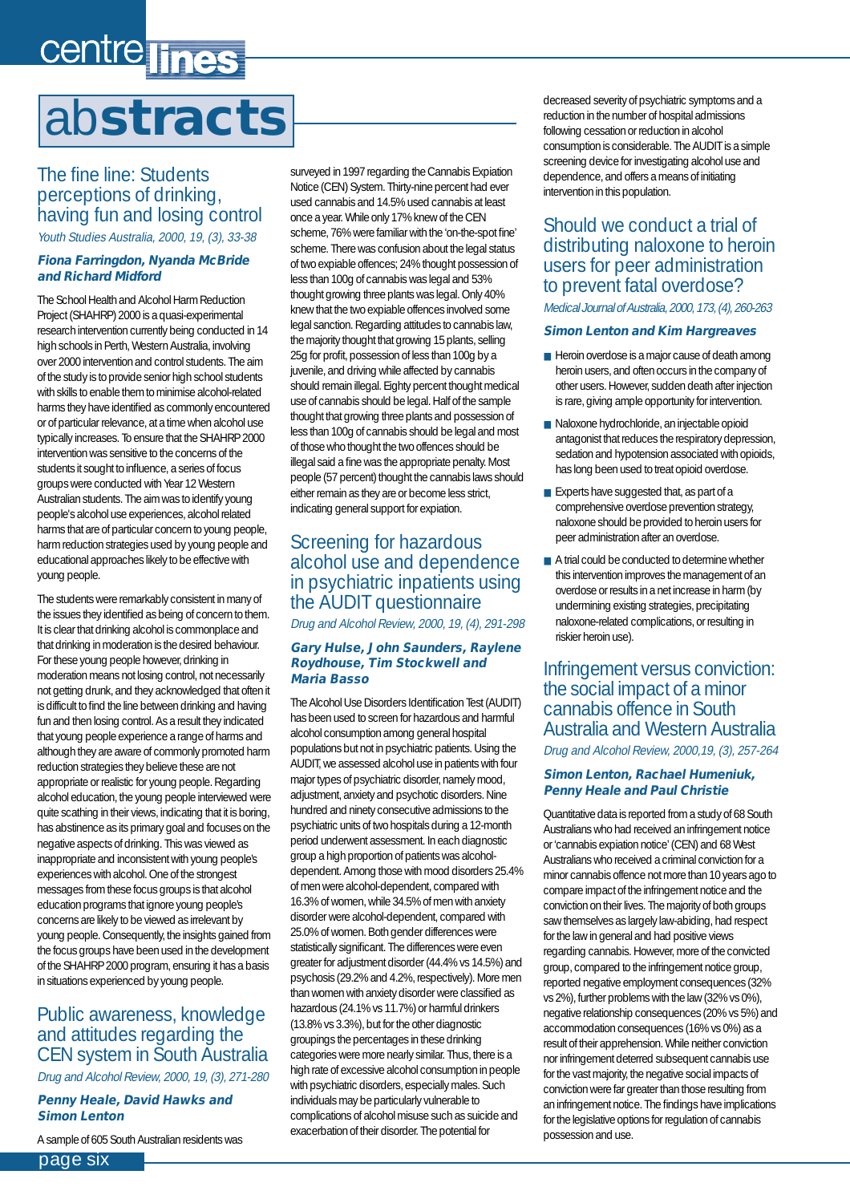# abstracts

## The fine line: Students perceptions of drinking, having fun and losing control

*Youth Studies Australia, 2000, 19, (3), 33-38*

**Fiona Farringdon, Nyanda McBride and Richard Midford**

The School Health and Alcohol Harm Reduction Project (SHAHRP) 2000 is a quasi-experimental research intervention currently being conducted in 14 high schools in Perth, Western Australia, involving over 2000 intervention and control students. The aim of the study is to provide senior high school students with skills to enable them to minimise alcohol-related harms they have identified as commonly encountered or of particular relevance, at a time when alcohol use typically increases. To ensure that the SHAHRP 2000 intervention was sensitive to the concerns of the students it sought to influence, a series of focus groups were conducted with Year 12 Western Australian students. The aim was to identify young people's alcohol use experiences, alcohol related harms that are of particular concern to young people, harm reduction strategies used by young people and educational approaches likely to be effective with young people.

The students were remarkably consistent in many of the issues they identified as being of concern to them. It is clear that drinking alcohol is commonplace and that drinking in moderation is the desired behaviour. For these young people however, drinking in moderation means not losing control, not necessarily not getting drunk, and they acknowledged that often it is difficult to find the line between drinking and having fun and then losing control. As a result they indicated that young people experience a range of harms and although they are aware of commonly promoted harm reduction strategies they believe these are not appropriate or realistic for young people. Regarding alcohol education, the young people interviewed were quite scathing in their views, indicating that it is boring, has abstinence as its primary goal and focuses on the negative aspects of drinking. This was viewed as inappropriate and inconsistent with young people's experiences with alcohol. One of the strongest messages from these focus groups is that alcohol education programs that ignore young people's concerns are likely to be viewed as irrelevant by young people. Consequently, the insights gained from the focus groups have been used in the development of the SHAHRP 2000 program, ensuring it has a basis in situations experienced by young people.

## Public awareness, knowledge and attitudes regarding the CEN system in South Australia

*Drug and Alcohol Review, 2000, 19, (3), 271-280*

**Penny Heale, David Hawks and Simon Lenton**

A sample of 605 South Australian residents was surveyed in 1997 regarding the Cannabis Expiation Notice (CEN) System. Thirty-nine percent had ever used cannabis and 14.5% used cannabis at least once a year. While only 17% knew of the CEN scheme, 76% were familiar with the 'on-the-spot fine' scheme. There was confusion about the legal status of two expiable offences; 24% thought possession of less than 100g of cannabis was legal and 53% thought growing three plants was legal. Only 40% knew that the two expiable offences involved some legal sanction. Regarding attitudes to cannabis law, the majority thought that growing 15 plants, selling 25g for profit, possession of less than 100g by a juvenile, and driving while affected by cannabis should remain illegal. Eighty percent thought medical use of cannabis should be legal. Half of the sample thought that growing three plants and possession of less than 100g of cannabis should be legal and most of those who thought the two offences should be illegal said a fine was the appropriate penalty. Most people (57 percent) thought the cannabis laws should either remain as they are or become less strict, indicating general support for expiation.

## Screening for hazardous alcohol use and dependence in psychiatric inpatients using the AUDIT questionnaire

*Drug and Alcohol Review, 2000, 19, (4), 291-298*

**Gary Hulse, John Saunders, Raylene Roydhouse, Tim Stockwell and Maria Basso**

The Alcohol Use Disorders Identification Test (AUDIT) has been used to screen for hazardous and harmful alcohol consumption among general hospital populations but not in psychiatric patients. Using the AUDIT, we assessed alcohol use in patients with four major types of psychiatric disorder, namely mood, adjustment, anxiety and psychotic disorders. Nine hundred and ninety consecutive admissions to the psychiatric units of two hospitals during a 12-month period underwent assessment. In each diagnostic group a high proportion of patients was alcohol-dependent. Among those with mood disorders 25.4% of men were alcohol-dependent, compared with 16.3% of women, while 34.0% of men with anxiety disorder were alcohol-dependent, compared with 25.0% of women. Both gender differences were statistically significant. The differences were even greater for adjustment disorder (44.4% vs 14.5%) and psychosis (29.2% and 4.2%, respectively). More men than women with anxiety disorder were classified as hazardous (24.1% vs 11.7%) or harmful drinkers (13.8% vs 3.3%), but for the other diagnostic groupings the percentages in these drinking categories were more nearly similar. Thus, there is a high rate of excessive alcohol consumption in people with psychiatric disorders, especially males. Such individuals may be particularly vulnerable to complications of alcohol misuse such as suicide and exacerbation of their disorder. The potential for decreased severity of psychiatric symptoms and a reduction in the number of hospital admissions following cessation or reduction in alcohol consumption is considerable. The AUDIT is a simple screening device for investigating alcohol use and dependence, and offers a means of initiating intervention in this population.

## Should we conduct a trial of distributing naloxone to heroin users for peer administration to prevent fatal overdose?

*Medical Journal of Australia, 2000, 173, (4), 260-263*

**Simon Lenton and Kim Hargreaves**

- Heroin overdose is a major cause of death among heroin users, and often occurs in the company of other users. However, sudden death after injection is rare, giving ample opportunity for intervention.
- Naloxone hydrochloride, an injectable opioid antagonist that reduces the respiratory depression, sedation and hypotension associated with opioids, has long been used to treat opioid overdose.
- Experts have suggested that, as part of a comprehensive overdose prevention strategy, naloxone should be provided to heroin users for peer administration after an overdose.
- A trial could be conducted to determine whether this intervention improves the management of an overdose or results in a net increase in harm (by undermining existing strategies, precipitating naloxone-related complications, or resulting in riskier heroin use).

## Infringement versus conviction: the social impact of a minor cannabis offence in South Australia and Western Australia

*Drug and Alcohol Review, 2000,19, (3), 257-264*

**Simon Lenton, Rachael Humeniuk, Penny Heale and Paul Christie**

Quantitative data is reported from a study of 68 South Australians who had received an infringement notice or 'cannabis expiation notice' (CEN) and 68 West Australians who received a criminal conviction for a minor cannabis offence not more than 10 years ago to compare impact of the infringement notice and the conviction on their lives. The majority of both groups saw themselves as largely law-abiding, had respect for the law in general and had positive views regarding cannabis. However, more of the convicted group, compared to the infringement notice group, reported negative employment consequences (32% vs 2%), further problems with the law (32% vs 0%), negative relationship consequences (20% vs 5%) and accommodation consequences (16% vs 0%) as a result of their apprehension. While neither conviction nor infringement deterred subsequent cannabis use for the vast majority, the negative social impacts of conviction were far greater than those resulting from an infringement notice. The findings have implications for the legislative options for regulation of cannabis possession and use.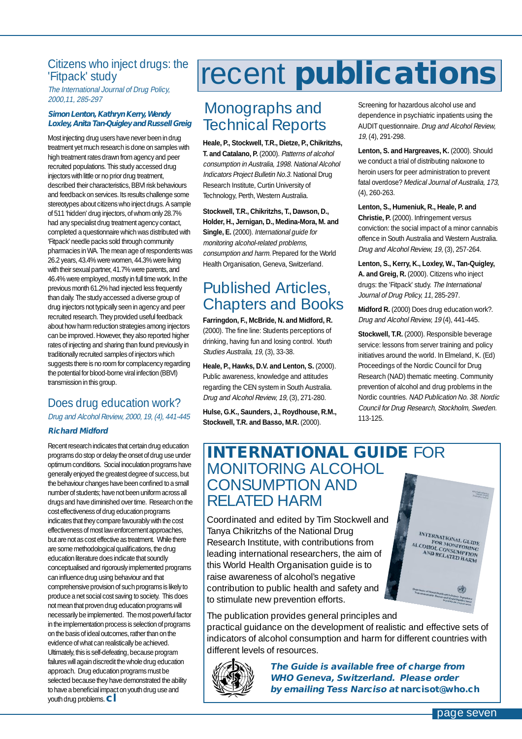# recent **publications**

## Citizens who inject drugs: the 'Fitpack' study

*The International Journal of Drug Policy, 2000,11, 285-297*

***Simon Lenton, Kathryn Kerry, Wendy Loxley, Anita Tan-Quigley and Russell Greig***

Most injecting drug users have never been in drug treatment yet much research is done on samples with high treatment rates drawn from agency and peer recruited populations. This study accessed drug injectors with little or no prior drug treatment, described their characteristics, BBVI risk behaviours and feedback on services. Its results challenge some stereotypes about citizens who inject drugs. A sample of 511 'hidden' drug injectors, of whom only 28.7% had any specialist drug treatment agency contact, completed a questionnaire which was distributed with 'Fitpack' needle packs sold through community pharmacies in WA. The mean age of respondents was 26.2 years, 43.4% were women, 44.3% were living with their sexual partner, 41.7% were parents, and 46.4% were employed, mostly in full time work. In the previous month 61.2% had injected less frequently than daily. The study accessed a diverse group of drug injectors not typically seen in agency and peer recruited research. They provided useful feedback about how harm reduction strategies among injectors can be improved. However, they also reported higher rates of injecting and sharing than found previously in traditionally recruited samples of injectors which suggests there is no room for complacency regarding the potential for blood-borne viral infection (BBVI) transmission in this group.

## Does drug education work?

*Drug and Alcohol Review, 2000, 19, (4), 441-445*

***Richard Midford***

Recent research indicates that certain drug education programs do stop or delay the onset of drug use under optimum conditions. Social inoculation programs have generally enjoyed the greatest degree of success, but the behaviour changes have been confined to a small number of students; have not been uniform across all drugs and have diminished over time. Research on the cost effectiveness of drug education programs indicates that they compare favourably with the cost effectiveness of most law enforcement approaches, but are not as cost effective as treatment. While there are some methodological qualifications, the drug education literature does indicate that soundly conceptualised and rigorously implemented programs can influence drug using behaviour and that comprehensive provision of such programs is likely to produce a net social cost saving to society. This does not mean that proven drug education programs will necessarily be implemented. The most powerful factor in the implementation process is selection of programs on the basis of ideal outcomes, rather than on the evidence of what can realistically be achieved. Ultimately, this is self-defeating, because program failures will again discredit the whole drug education approach. Drug education programs must be selected because they have demonstrated the ability to have a beneficial impact on youth drug use and youth drug problems. **cl**

## Monographs and Technical Reports

**Heale, P., Stockwell, T.R., Dietze, P., Chikritzhs, T. and Catalano, P.** (2000). *Patterns of alcohol consumption in Australia, 1998. National Alcohol Indicators Project Bulletin No.3.* National Drug Research Institute, Curtin University of Technology, Perth, Western Australia.

**Stockwell, T.R., Chikritzhs, T., Dawson, D., Holder, H., Jernigan, D., Medina-Mora, M. and Single, E.** (2000). *International guide for monitoring alcohol-related problems, consumption and harm.* Prepared for the World Health Organisation, Geneva, Switzerland.

## Published Articles, Chapters and Books

**Farringdon, F., McBride, N. and Midford, R.** (2000). The fine line: Students perceptions of drinking, having fun and losing control. *Youth Studies Australia, 19,* (3), 33-38.

**Heale, P., Hawks, D.V. and Lenton, S.** (2000). Public awareness, knowledge and attitudes regarding the CEN system in South Australia. *Drug and Alcohol Review, 19,* (3), 271-280.

**Hulse, G.K., Saunders, J., Roydhouse, R.M., Stockwell, T.R. and Basso, M.R.** (2000). Screening for hazardous alcohol use and dependence in psychiatric inpatients using the AUDIT questionnaire. *Drug and Alcohol Review, 19,* (4), 291-298.

**Lenton, S. and Hargreaves, K.** (2000). Should we conduct a trial of distributing naloxone to heroin users for peer administration to prevent fatal overdose? *Medical Journal of Australia, 173,* (4), 260-263.

**Lenton, S., Humeniuk, R., Heale, P. and Christie, P.** (2000). Infringement versus conviction: the social impact of a minor cannabis offence in South Australia and Western Australia. *Drug and Alcohol Review, 19,* (3), 257-264.

**Lenton, S., Kerry, K., Loxley, W., Tan-Quigley, A. and Greig, R.** (2000). Citizens who inject drugs: the 'Fitpack' study. *The International Journal of Drug Policy, 11,* 285-297.

**Midford R.** (2000) Does drug education work?. *Drug and Alcohol Review, 19* (4), 441-445.

**Stockwell, T.R.** (2000). Responsible beverage service: lessons from server training and policy initiatives around the world. In Elmeland, K. (Ed) Proceedings of the Nordic Council for Drug Research (NAD) thematic meeting. Community prevention of alcohol and drug problems in the Nordic countries. *NAD Publication No. 38. Nordic Council for Drug Research, Stockholm, Sweden.* 113-125.

## **INTERNATIONAL GUIDE** FOR MONITORING ALCOHOL CONSUMPTION AND RELATED HARM

Coordinated and edited by Tim Stockwell and Tanya Chikritzhs of the National Drug Research Institute, with contributions from leading international researchers, the aim of this World Health Organisation guide is to raise awareness of alcohol's negative contribution to public health and safety and to stimulate new prevention efforts.

The publication provides general principles and practical guidance on the development of realistic and effective sets of indicators of alcohol consumption and harm for different countries with different levels of resources.

***The Guide is available free of charge from WHO Geneva, Switzerland. Please order by emailing Tess Narciso at*** **narcisot@who.ch**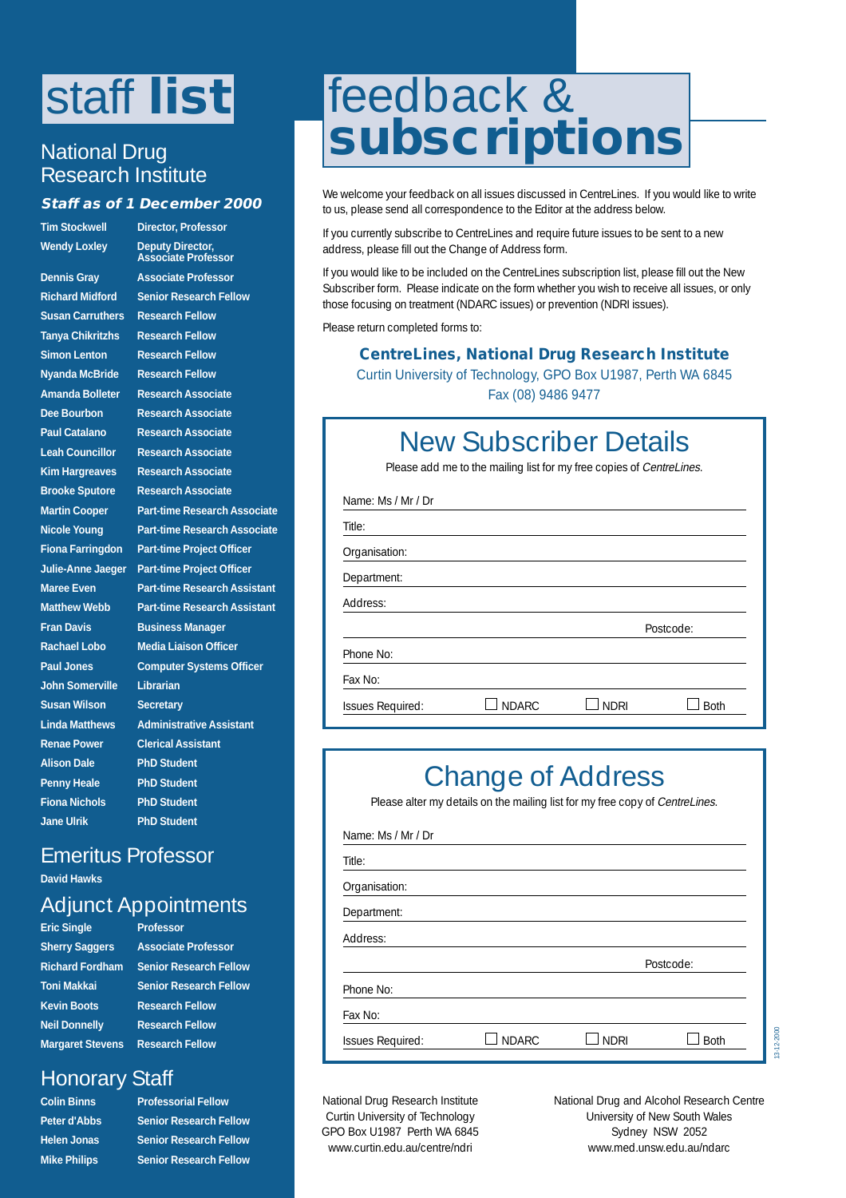# staff list

## National Drug Research Institute

### *Staff as of 1 December 2000*

| | |
|---|---|
| Tim Stockwell | Director, Professor |
| Wendy Loxley | Deputy Director, Associate Professor |
| Dennis Gray | Associate Professor |
| Richard Midford | Senior Research Fellow |
| Susan Carruthers | Research Fellow |
| Tanya Chikritzhs | Research Fellow |
| Simon Lenton | Research Fellow |
| Nyanda McBride | Research Fellow |
| Amanda Bolleter | Research Associate |
| Dee Bourbon | Research Associate |
| Paul Catalano | Research Associate |
| Leah Councillor | Research Associate |
| Kim Hargreaves | Research Associate |
| Brooke Sputore | Research Associate |
| Martin Cooper | Part-time Research Associate |
| Nicole Young | Part-time Research Associate |
| Fiona Farringdon | Part-time Project Officer |
| Julie-Anne Jaeger | Part-time Project Officer |
| Maree Even | Part-time Research Assistant |
| Matthew Webb | Part-time Research Assistant |
| Fran Davis | Business Manager |
| Rachael Lobo | Media Liaison Officer |
| Paul Jones | Computer Systems Officer |
| John Somerville | Librarian |
| Susan Wilson | Secretary |
| Linda Matthews | Administrative Assistant |
| Renae Power | Clerical Assistant |
| Alison Dale | PhD Student |
| Penny Heale | PhD Student |
| Fiona Nichols | PhD Student |
| Jane Ulrik | PhD Student |

## Emeritus Professor

David Hawks

## Adjunct Appointments

| | |
|---|---|
| Eric Single | Professor |
| Sherry Saggers | Associate Professor |
| Richard Fordham | Senior Research Fellow |
| Toni Makkai | Senior Research Fellow |
| Kevin Boots | Research Fellow |
| Neil Donnelly | Research Fellow |
| Margaret Stevens | Research Fellow |

## Honorary Staff

| | |
|---|---|
| Colin Binns | Professorial Fellow |
| Peter d'Abbs | Senior Research Fellow |
| Helen Jonas | Senior Research Fellow |
| Mike Philips | Senior Research Fellow |

# feedback & subscriptions

We welcome your feedback on all issues discussed in CentreLines. If you would like to write to us, please send all correspondence to the Editor at the address below.

If you currently subscribe to CentreLines and require future issues to be sent to a new address, please fill out the Change of Address form.

If you would like to be included on the CentreLines subscription list, please fill out the New Subscriber form. Please indicate on the form whether you wish to receive all issues, or only those focusing on treatment (NDARC issues) or prevention (NDRI issues).

Please return completed forms to:

**CentreLines, National Drug Research Institute**
Curtin University of Technology, GPO Box U1987, Perth WA 6845
Fax (08) 9486 9477

## New Subscriber Details

Please add me to the mailing list for my free copies of *CentreLines.*

Name: Ms / Mr / Dr

Title:

Organisation:

Department:

Address:

Postcode:

Phone No:

Fax No:

Issues Required: ☐ NDARC ☐ NDRI ☐ Both

## Change of Address

Please alter my details on the mailing list for my free copy of *CentreLines.*

Name: Ms / Mr / Dr

Title:

Organisation:

Department:

Address:

Postcode:

Phone No:

Fax No:

Issues Required: ☐ NDARC ☐ NDRI ☐ Both

National Drug Research Institute
Curtin University of Technology
GPO Box U1987 Perth WA 6845
www.curtin.edu.au/centre/ndri

National Drug and Alcohol Research Centre
University of New South Wales
Sydney NSW 2052
www.med.unsw.edu.au/ndarc

13-12-2000